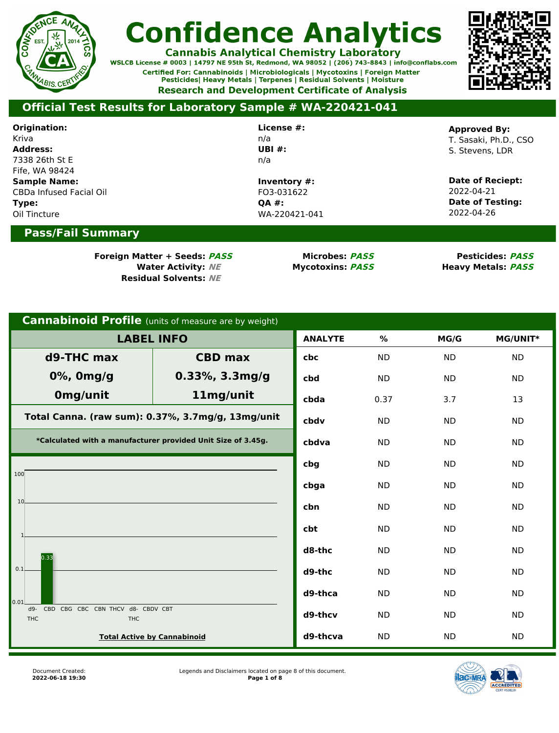# Confidence Analytics

**Cannabis Analytical Chemistry Laboratory**

WSLCB License # 0003 | 14797 NE 95th St, Redmond, WA 98052 | (206) 743-8843 | info@conflabs.com

Certified For: Cannabinoids | Microbiologicals | Mycotoxins | Foreign Matter
Pesticides| Heavy Metals | Terpenes | Residual Solvents | Moisture

**Research and Development Certificate of Analysis**

## Official Test Results for Laboratory Sample # WA-220421-041

**Origination:**
Kriva

**Address:**
7338 26th St E
Fife, WA 98424

**Sample Name:**
CBDa Infused Facial Oil

**Type:**
Oil Tincture

**License #:**
n/a

**UBI #:**
n/a

**Inventory #:**
FO3-031622

**QA #:**
WA-220421-041

**Approved By:**
T. Sasaki, Ph.D., CSO
S. Stevens, LDR

**Date of Reciept:**
2022-04-21

**Date of Testing:**
2022-04-26

## Pass/Fail Summary

**Foreign Matter + Seeds:** ***PASS***
**Water Activity:** ***NE***
**Residual Solvents:** ***NE***
**Microbes:** ***PASS***
**Mycotoxins:** ***PASS***
**Pesticides:** ***PASS***
**Heavy Metals:** ***PASS***

## Cannabinoid Profile (units of measure are by weight)

### LABEL INFO

| d9-THC max | CBD max |
|---|---|
| 0%, 0mg/g | 0.33%, 3.3mg/g |
| 0mg/unit | 11mg/unit |

**Total Canna. (raw sum): 0.37%, 3.7mg/g, 13mg/unit**

***Calculated with a manufacturer provided Unit Size of 3.45g.**

**Total Active by Cannabinoid** (chart: d9-THC, CBD 0.33, CBG, CBC, CBN, THCV, d8-THC, CBDV, CBT)

| ANALYTE | % | MG/G | MG/UNIT* |
|---|---|---|---|
| cbc | ND | ND | ND |
| cbd | ND | ND | ND |
| cbda | 0.37 | 3.7 | 13 |
| cbdv | ND | ND | ND |
| cbdva | ND | ND | ND |
| cbg | ND | ND | ND |
| cbga | ND | ND | ND |
| cbn | ND | ND | ND |
| cbt | ND | ND | ND |
| d8-thc | ND | ND | ND |
| d9-thc | ND | ND | ND |
| d9-thca | ND | ND | ND |
| d9-thcv | ND | ND | ND |
| d9-thcva | ND | ND | ND |

Document Created: **2022-06-18 19:30**

Legends and Disclaimers located on page 8 of this document.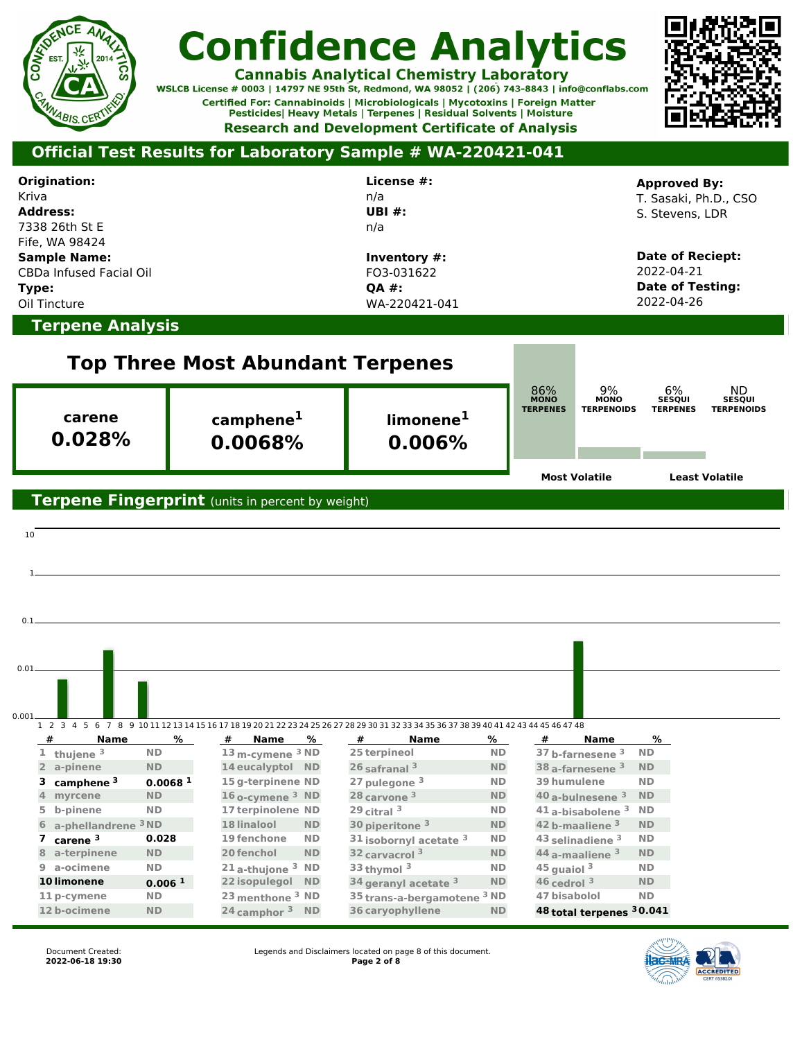# Confidence Analytics

**Cannabis Analytical Chemistry Laboratory**

WSLCB License # 0003 | 14797 NE 95th St, Redmond, WA 98052 | (206) 743-8843 | info@conflabs.com

Certified For: Cannabinoids | Microbiologicals | Mycotoxins | Foreign Matter
Pesticides| Heavy Metals | Terpenes | Residual Solvents | Moisture

**Research and Development Certificate of Analysis**

## Official Test Results for Laboratory Sample # WA-220421-041

**Origination:**
Kriva
**Address:**
7338 26th St E
Fife, WA 98424
**Sample Name:**
CBDa Infused Facial Oil
**Type:**
Oil Tincture

**License #:**
n/a
**UBI #:**
n/a

**Inventory #:**
FO3-031622
**QA #:**
WA-220421-041

**Approved By:**
T. Sasaki, Ph.D., CSO
S. Stevens, LDR

**Date of Reciept:**
2022-04-21
**Date of Testing:**
2022-04-26

## Terpene Analysis

### Top Three Most Abundant Terpenes

| carene | camphene[1] | limonene[1] |
|---|---|---|
| **0.028%** | **0.0068%** | **0.006%** |

| 86% MONO TERPENES | 9% MONO TERPENOIDS | 6% SESQUI TERPENES | ND SESQUI TERPENOIDS |
|---|---|---|---|

Most Volatile → Least Volatile

## Terpene Fingerprint (units in percent by weight)

| # | Name | % |
|---|---|---|
| 1 | thujene [3] | ND |
| 2 | a-pinene | ND |
| 3 | **camphene [3]** | **0.0068 [1]** |
| 4 | myrcene | ND |
| 5 | b-pinene | ND |
| 6 | a-phellandrene [3] | ND |
| 7 | **carene [3]** | **0.028** |
| 8 | a-terpinene | ND |
| 9 | a-ocimene | ND |
| 10 | **limonene** | **0.006 [1]** |
| 11 | p-cymene | ND |
| 12 | b-ocimene | ND |
| 13 | m-cymene [3] | ND |
| 14 | eucalyptol | ND |
| 15 | g-terpinene | ND |
| 16 | o-cymene [3] | ND |
| 17 | terpinolene | ND |
| 18 | linalool | ND |
| 19 | fenchone | ND |
| 20 | fenchol | ND |
| 21 | a-thujone [3] | ND |
| 22 | isopulegol | ND |
| 23 | menthone [3] | ND |
| 24 | camphor [3] | ND |
| 25 | terpineol | ND |
| 26 | safranal [3] | ND |
| 27 | pulegone [3] | ND |
| 28 | carvone [3] | ND |
| 29 | citral [3] | ND |
| 30 | piperitone [3] | ND |
| 31 | isobornyl acetate [3] | ND |
| 32 | carvacrol [3] | ND |
| 33 | thymol [3] | ND |
| 34 | geranyl acetate [3] | ND |
| 35 | trans-a-bergamotene [3] | ND |
| 36 | caryophyllene | ND |
| 37 | b-farnesene [3] | ND |
| 38 | a-farnesene [3] | ND |
| 39 | humulene | ND |
| 40 | a-bulnesene [3] | ND |
| 41 | a-bisabolene [3] | ND |
| 42 | b-maaliene [3] | ND |
| 43 | selinadiene [3] | ND |
| 44 | a-maaliene [3] | ND |
| 45 | guaiol [3] | ND |
| 46 | cedrol [3] | ND |
| 47 | bisabolol | ND |
| 48 | **total terpenes [3]** | **0.041** |

Document Created:
**2022-06-18 19:30**

Legends and Disclaimers located on page 8 of this document.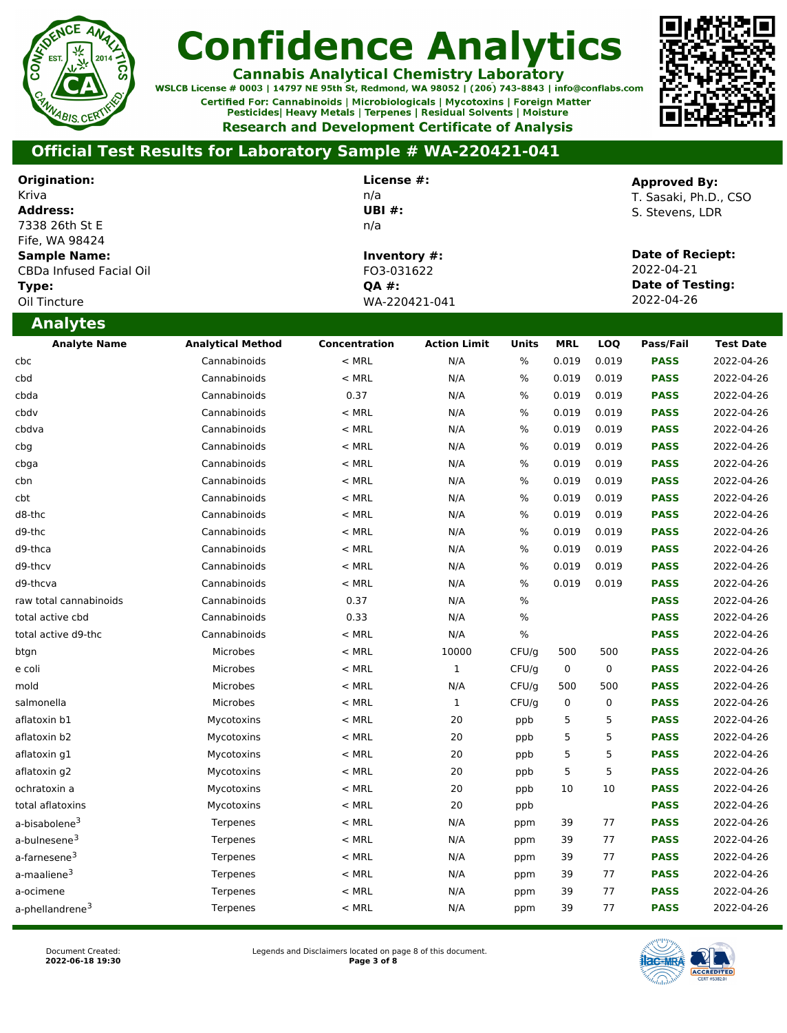# Confidence Analytics

**Cannabis Analytical Chemistry Laboratory**

WSLCB License # 0003 | 14797 NE 95th St, Redmond, WA 98052 | (206) 743-8843 | info@conflabs.com

Certified For: Cannabinoids | Microbiologicals | Mycotoxins | Foreign Matter
Pesticides| Heavy Metals | Terpenes | Residual Solvents | Moisture

**Research and Development Certificate of Analysis**

## Official Test Results for Laboratory Sample # WA-220421-041

**Origination:**
Kriva

**Address:**
7338 26th St E
Fife, WA 98424

**Sample Name:**
CBDa Infused Facial Oil

**Type:**
Oil Tincture

**License #:**
n/a

**UBI #:**
n/a

**Inventory #:**
FO3-031622

**QA #:**
WA-220421-041

**Approved By:**
T. Sasaki, Ph.D., CSO
S. Stevens, LDR

**Date of Reciept:**
2022-04-21

**Date of Testing:**
2022-04-26

## Analytes

| Analyte Name | Analytical Method | Concentration | Action Limit | Units | MRL | LOQ | Pass/Fail | Test Date |
|---|---|---|---|---|---|---|---|---|
| cbc | Cannabinoids | < MRL | N/A | % | 0.019 | 0.019 | **PASS** | 2022-04-26 |
| cbd | Cannabinoids | < MRL | N/A | % | 0.019 | 0.019 | **PASS** | 2022-04-26 |
| cbda | Cannabinoids | 0.37 | N/A | % | 0.019 | 0.019 | **PASS** | 2022-04-26 |
| cbdv | Cannabinoids | < MRL | N/A | % | 0.019 | 0.019 | **PASS** | 2022-04-26 |
| cbdva | Cannabinoids | < MRL | N/A | % | 0.019 | 0.019 | **PASS** | 2022-04-26 |
| cbg | Cannabinoids | < MRL | N/A | % | 0.019 | 0.019 | **PASS** | 2022-04-26 |
| cbga | Cannabinoids | < MRL | N/A | % | 0.019 | 0.019 | **PASS** | 2022-04-26 |
| cbn | Cannabinoids | < MRL | N/A | % | 0.019 | 0.019 | **PASS** | 2022-04-26 |
| cbt | Cannabinoids | < MRL | N/A | % | 0.019 | 0.019 | **PASS** | 2022-04-26 |
| d8-thc | Cannabinoids | < MRL | N/A | % | 0.019 | 0.019 | **PASS** | 2022-04-26 |
| d9-thc | Cannabinoids | < MRL | N/A | % | 0.019 | 0.019 | **PASS** | 2022-04-26 |
| d9-thca | Cannabinoids | < MRL | N/A | % | 0.019 | 0.019 | **PASS** | 2022-04-26 |
| d9-thcv | Cannabinoids | < MRL | N/A | % | 0.019 | 0.019 | **PASS** | 2022-04-26 |
| d9-thcva | Cannabinoids | < MRL | N/A | % | 0.019 | 0.019 | **PASS** | 2022-04-26 |
| raw total cannabinoids | Cannabinoids | 0.37 | N/A | % | | | **PASS** | 2022-04-26 |
| total active cbd | Cannabinoids | 0.33 | N/A | % | | | **PASS** | 2022-04-26 |
| total active d9-thc | Cannabinoids | < MRL | N/A | % | | | **PASS** | 2022-04-26 |
| btgn | Microbes | < MRL | 10000 | CFU/g | 500 | 500 | **PASS** | 2022-04-26 |
| e coli | Microbes | < MRL | 1 | CFU/g | 0 | 0 | **PASS** | 2022-04-26 |
| mold | Microbes | < MRL | N/A | CFU/g | 500 | 500 | **PASS** | 2022-04-26 |
| salmonella | Microbes | < MRL | 1 | CFU/g | 0 | 0 | **PASS** | 2022-04-26 |
| aflatoxin b1 | Mycotoxins | < MRL | 20 | ppb | 5 | 5 | **PASS** | 2022-04-26 |
| aflatoxin b2 | Mycotoxins | < MRL | 20 | ppb | 5 | 5 | **PASS** | 2022-04-26 |
| aflatoxin g1 | Mycotoxins | < MRL | 20 | ppb | 5 | 5 | **PASS** | 2022-04-26 |
| aflatoxin g2 | Mycotoxins | < MRL | 20 | ppb | 5 | 5 | **PASS** | 2022-04-26 |
| ochratoxin a | Mycotoxins | < MRL | 20 | ppb | 10 | 10 | **PASS** | 2022-04-26 |
| total aflatoxins | Mycotoxins | < MRL | 20 | ppb | | | **PASS** | 2022-04-26 |
| a-bisabolene[3] | Terpenes | < MRL | N/A | ppm | 39 | 77 | **PASS** | 2022-04-26 |
| a-bulnesene[3] | Terpenes | < MRL | N/A | ppm | 39 | 77 | **PASS** | 2022-04-26 |
| a-farnesene[3] | Terpenes | < MRL | N/A | ppm | 39 | 77 | **PASS** | 2022-04-26 |
| a-maaliene[3] | Terpenes | < MRL | N/A | ppm | 39 | 77 | **PASS** | 2022-04-26 |
| a-ocimene | Terpenes | < MRL | N/A | ppm | 39 | 77 | **PASS** | 2022-04-26 |
| a-phellandrene[3] | Terpenes | < MRL | N/A | ppm | 39 | 77 | **PASS** | 2022-04-26 |

Document Created:
**2022-06-18 19:30**

Legends and Disclaimers located on page 8 of this document.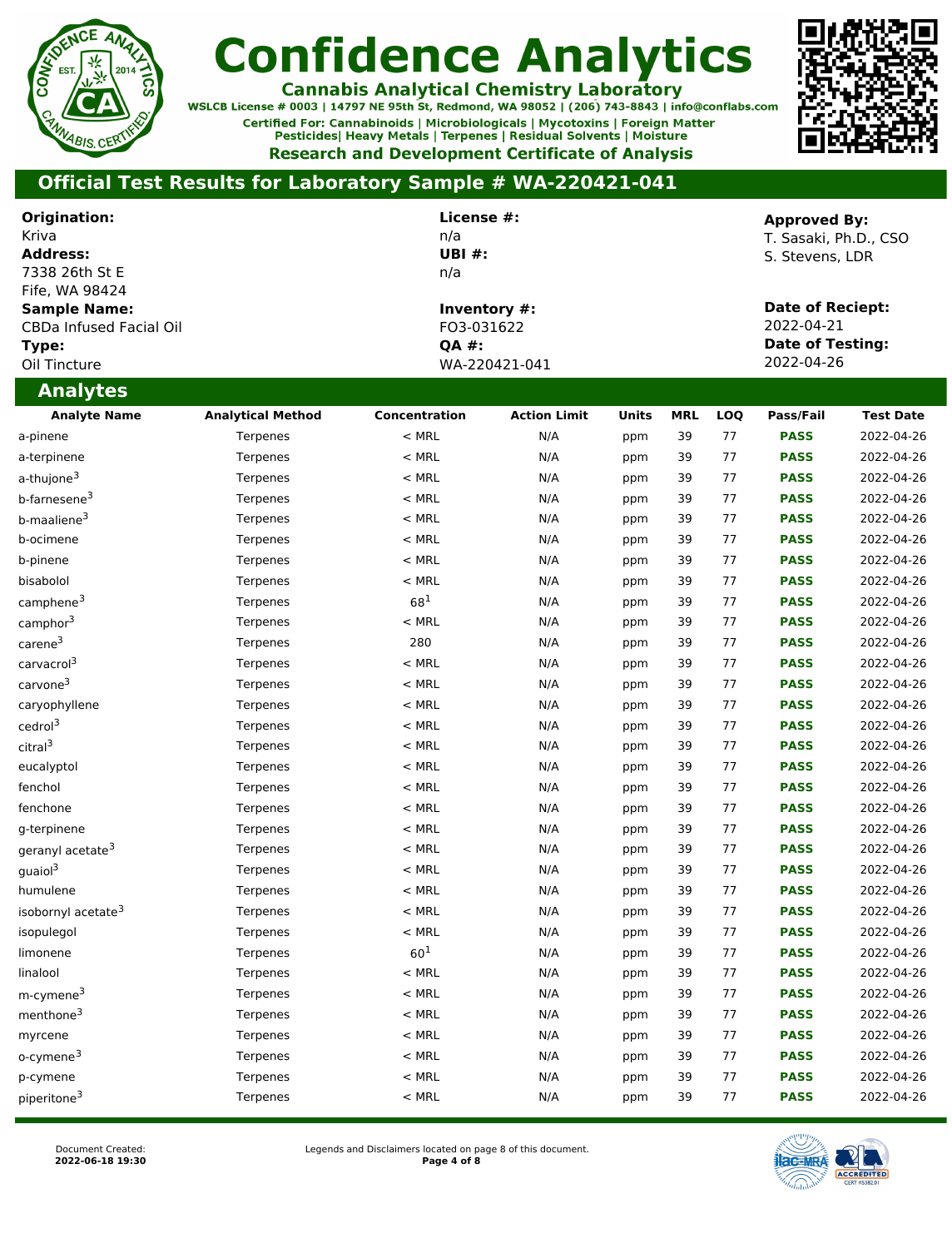# Confidence Analytics

**Cannabis Analytical Chemistry Laboratory**

WSLCB License # 0003 | 14797 NE 95th St, Redmond, WA 98052 | (206) 743-8843 | info@conflabs.com

Certified For: Cannabinoids | Microbiologicals | Mycotoxins | Foreign Matter
Pesticides| Heavy Metals | Terpenes | Residual Solvents | Moisture

**Research and Development Certificate of Analysis**

## Official Test Results for Laboratory Sample # WA-220421-041

**Origination:**
Kriva
**Address:**
7338 26th St E
Fife, WA 98424
**Sample Name:**
CBDa Infused Facial Oil
**Type:**
Oil Tincture

**License #:**
n/a
**UBI #:**
n/a

**Inventory #:**
FO3-031622
**QA #:**
WA-220421-041

**Approved By:**
T. Sasaki, Ph.D., CSO
S. Stevens, LDR

**Date of Reciept:**
2022-04-21
**Date of Testing:**
2022-04-26

## Analytes

| Analyte Name | Analytical Method | Concentration | Action Limit | Units | MRL | LOQ | Pass/Fail | Test Date |
|---|---|---|---|---|---|---|---|---|
| a-pinene | Terpenes | < MRL | N/A | ppm | 39 | 77 | PASS | 2022-04-26 |
| a-terpinene | Terpenes | < MRL | N/A | ppm | 39 | 77 | PASS | 2022-04-26 |
| a-thujone[3] | Terpenes | < MRL | N/A | ppm | 39 | 77 | PASS | 2022-04-26 |
| b-farnesene[3] | Terpenes | < MRL | N/A | ppm | 39 | 77 | PASS | 2022-04-26 |
| b-maaliene[3] | Terpenes | < MRL | N/A | ppm | 39 | 77 | PASS | 2022-04-26 |
| b-ocimene | Terpenes | < MRL | N/A | ppm | 39 | 77 | PASS | 2022-04-26 |
| b-pinene | Terpenes | < MRL | N/A | ppm | 39 | 77 | PASS | 2022-04-26 |
| bisabolol | Terpenes | < MRL | N/A | ppm | 39 | 77 | PASS | 2022-04-26 |
| camphene[3] | Terpenes | 68[1] | N/A | ppm | 39 | 77 | PASS | 2022-04-26 |
| camphor[3] | Terpenes | < MRL | N/A | ppm | 39 | 77 | PASS | 2022-04-26 |
| carene[3] | Terpenes | 280 | N/A | ppm | 39 | 77 | PASS | 2022-04-26 |
| carvacrol[3] | Terpenes | < MRL | N/A | ppm | 39 | 77 | PASS | 2022-04-26 |
| carvone[3] | Terpenes | < MRL | N/A | ppm | 39 | 77 | PASS | 2022-04-26 |
| caryophyllene | Terpenes | < MRL | N/A | ppm | 39 | 77 | PASS | 2022-04-26 |
| cedrol[3] | Terpenes | < MRL | N/A | ppm | 39 | 77 | PASS | 2022-04-26 |
| citral[3] | Terpenes | < MRL | N/A | ppm | 39 | 77 | PASS | 2022-04-26 |
| eucalyptol | Terpenes | < MRL | N/A | ppm | 39 | 77 | PASS | 2022-04-26 |
| fenchol | Terpenes | < MRL | N/A | ppm | 39 | 77 | PASS | 2022-04-26 |
| fenchone | Terpenes | < MRL | N/A | ppm | 39 | 77 | PASS | 2022-04-26 |
| g-terpinene | Terpenes | < MRL | N/A | ppm | 39 | 77 | PASS | 2022-04-26 |
| geranyl acetate[3] | Terpenes | < MRL | N/A | ppm | 39 | 77 | PASS | 2022-04-26 |
| guaiol[3] | Terpenes | < MRL | N/A | ppm | 39 | 77 | PASS | 2022-04-26 |
| humulene | Terpenes | < MRL | N/A | ppm | 39 | 77 | PASS | 2022-04-26 |
| isobornyl acetate[3] | Terpenes | < MRL | N/A | ppm | 39 | 77 | PASS | 2022-04-26 |
| isopulegol | Terpenes | < MRL | N/A | ppm | 39 | 77 | PASS | 2022-04-26 |
| limonene | Terpenes | 60[1] | N/A | ppm | 39 | 77 | PASS | 2022-04-26 |
| linalool | Terpenes | < MRL | N/A | ppm | 39 | 77 | PASS | 2022-04-26 |
| m-cymene[3] | Terpenes | < MRL | N/A | ppm | 39 | 77 | PASS | 2022-04-26 |
| menthone[3] | Terpenes | < MRL | N/A | ppm | 39 | 77 | PASS | 2022-04-26 |
| myrcene | Terpenes | < MRL | N/A | ppm | 39 | 77 | PASS | 2022-04-26 |
| o-cymene[3] | Terpenes | < MRL | N/A | ppm | 39 | 77 | PASS | 2022-04-26 |
| p-cymene | Terpenes | < MRL | N/A | ppm | 39 | 77 | PASS | 2022-04-26 |
| piperitone[3] | Terpenes | < MRL | N/A | ppm | 39 | 77 | PASS | 2022-04-26 |

Document Created:
**2022-06-18 19:30**

Legends and Disclaimers located on page 8 of this document.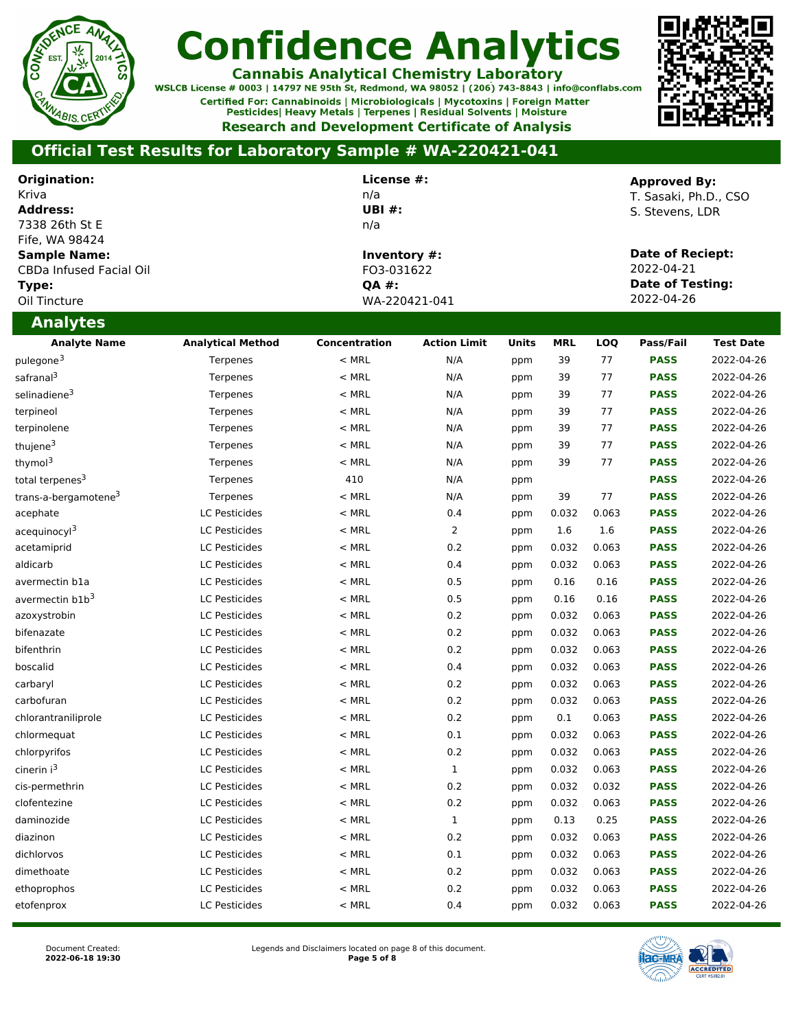# Confidence Analytics

**Cannabis Analytical Chemistry Laboratory**

WSLCB License # 0003 | 14797 NE 95th St, Redmond, WA 98052 | (206) 743-8843 | info@conflabs.com

Certified For: Cannabinoids | Microbiologicals | Mycotoxins | Foreign Matter
Pesticides| Heavy Metals | Terpenes | Residual Solvents | Moisture

**Research and Development Certificate of Analysis**

## Official Test Results for Laboratory Sample # WA-220421-041

**Origination:**
Kriva
**Address:**
7338 26th St E
Fife, WA 98424
**Sample Name:**
CBDa Infused Facial Oil
**Type:**
Oil Tincture

**License #:**
n/a
**UBI #:**
n/a

**Inventory #:**
FO3-031622
**QA #:**
WA-220421-041

**Approved By:**
T. Sasaki, Ph.D., CSO
S. Stevens, LDR

**Date of Reciept:**
2022-04-21
**Date of Testing:**
2022-04-26

## Analytes

| Analyte Name | Analytical Method | Concentration | Action Limit | Units | MRL | LOQ | Pass/Fail | Test Date |
|---|---|---|---|---|---|---|---|---|
| pulegone[3] | Terpenes | < MRL | N/A | ppm | 39 | 77 | PASS | 2022-04-26 |
| safranal[3] | Terpenes | < MRL | N/A | ppm | 39 | 77 | PASS | 2022-04-26 |
| selinadiene[3] | Terpenes | < MRL | N/A | ppm | 39 | 77 | PASS | 2022-04-26 |
| terpineol | Terpenes | < MRL | N/A | ppm | 39 | 77 | PASS | 2022-04-26 |
| terpinolene | Terpenes | < MRL | N/A | ppm | 39 | 77 | PASS | 2022-04-26 |
| thujene[3] | Terpenes | < MRL | N/A | ppm | 39 | 77 | PASS | 2022-04-26 |
| thymol[3] | Terpenes | < MRL | N/A | ppm | 39 | 77 | PASS | 2022-04-26 |
| total terpenes[3] | Terpenes | 410 | N/A | ppm | | | PASS | 2022-04-26 |
| trans-a-bergamotene[3] | Terpenes | < MRL | N/A | ppm | 39 | 77 | PASS | 2022-04-26 |
| acephate | LC Pesticides | < MRL | 0.4 | ppm | 0.032 | 0.063 | PASS | 2022-04-26 |
| acequinocyl[3] | LC Pesticides | < MRL | 2 | ppm | 1.6 | 1.6 | PASS | 2022-04-26 |
| acetamiprid | LC Pesticides | < MRL | 0.2 | ppm | 0.032 | 0.063 | PASS | 2022-04-26 |
| aldicarb | LC Pesticides | < MRL | 0.4 | ppm | 0.032 | 0.063 | PASS | 2022-04-26 |
| avermectin b1a | LC Pesticides | < MRL | 0.5 | ppm | 0.16 | 0.16 | PASS | 2022-04-26 |
| avermectin b1b[3] | LC Pesticides | < MRL | 0.5 | ppm | 0.16 | 0.16 | PASS | 2022-04-26 |
| azoxystrobin | LC Pesticides | < MRL | 0.2 | ppm | 0.032 | 0.063 | PASS | 2022-04-26 |
| bifenazate | LC Pesticides | < MRL | 0.2 | ppm | 0.032 | 0.063 | PASS | 2022-04-26 |
| bifenthrin | LC Pesticides | < MRL | 0.2 | ppm | 0.032 | 0.063 | PASS | 2022-04-26 |
| boscalid | LC Pesticides | < MRL | 0.4 | ppm | 0.032 | 0.063 | PASS | 2022-04-26 |
| carbaryl | LC Pesticides | < MRL | 0.2 | ppm | 0.032 | 0.063 | PASS | 2022-04-26 |
| carbofuran | LC Pesticides | < MRL | 0.2 | ppm | 0.032 | 0.063 | PASS | 2022-04-26 |
| chlorantraniliprole | LC Pesticides | < MRL | 0.2 | ppm | 0.1 | 0.063 | PASS | 2022-04-26 |
| chlormequat | LC Pesticides | < MRL | 0.1 | ppm | 0.032 | 0.063 | PASS | 2022-04-26 |
| chlorpyrifos | LC Pesticides | < MRL | 0.2 | ppm | 0.032 | 0.063 | PASS | 2022-04-26 |
| cinerin i[3] | LC Pesticides | < MRL | 1 | ppm | 0.032 | 0.063 | PASS | 2022-04-26 |
| cis-permethrin | LC Pesticides | < MRL | 0.2 | ppm | 0.032 | 0.032 | PASS | 2022-04-26 |
| clofentezine | LC Pesticides | < MRL | 0.2 | ppm | 0.032 | 0.063 | PASS | 2022-04-26 |
| daminozide | LC Pesticides | < MRL | 1 | ppm | 0.13 | 0.25 | PASS | 2022-04-26 |
| diazinon | LC Pesticides | < MRL | 0.2 | ppm | 0.032 | 0.063 | PASS | 2022-04-26 |
| dichlorvos | LC Pesticides | < MRL | 0.1 | ppm | 0.032 | 0.063 | PASS | 2022-04-26 |
| dimethoate | LC Pesticides | < MRL | 0.2 | ppm | 0.032 | 0.063 | PASS | 2022-04-26 |
| ethoprophos | LC Pesticides | < MRL | 0.2 | ppm | 0.032 | 0.063 | PASS | 2022-04-26 |
| etofenprox | LC Pesticides | < MRL | 0.4 | ppm | 0.032 | 0.063 | PASS | 2022-04-26 |

Document Created:
**2022-06-18 19:30**

Legends and Disclaimers located on page 8 of this document.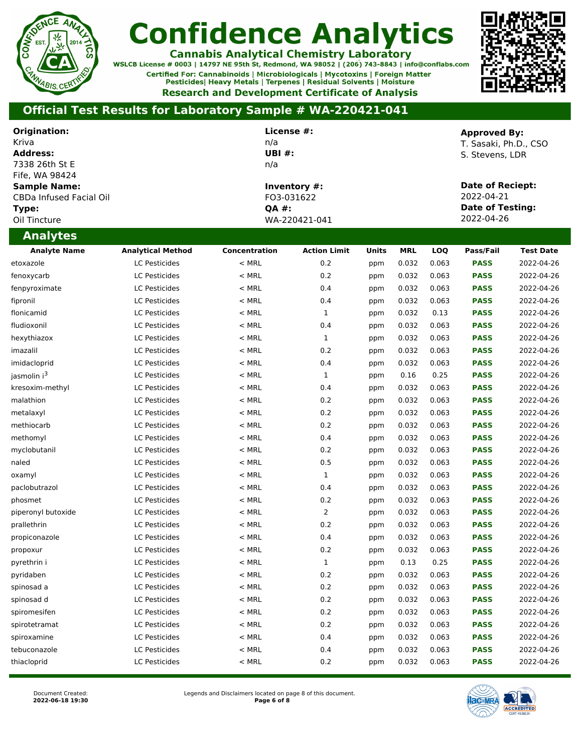# Confidence Analytics

**Cannabis Analytical Chemistry Laboratory**

WSLCB License # 0003 | 14797 NE 95th St, Redmond, WA 98052 | (206) 743-8843 | info@conflabs.com

Certified For: Cannabinoids | Microbiologicals | Mycotoxins | Foreign Matter
Pesticides| Heavy Metals | Terpenes | Residual Solvents | Moisture

**Research and Development Certificate of Analysis**

## Official Test Results for Laboratory Sample # WA-220421-041

**Origination:**
Kriva
**Address:**
7338 26th St E
Fife, WA 98424
**Sample Name:**
CBDa Infused Facial Oil
**Type:**
Oil Tincture

**License #:**
n/a
**UBI #:**
n/a

**Inventory #:**
FO3-031622
**QA #:**
WA-220421-041

**Approved By:**
T. Sasaki, Ph.D., CSO
S. Stevens, LDR

**Date of Reciept:**
2022-04-21
**Date of Testing:**
2022-04-26

## Analytes

| Analyte Name | Analytical Method | Concentration | Action Limit | Units | MRL | LOQ | Pass/Fail | Test Date |
|---|---|---|---|---|---|---|---|---|
| etoxazole | LC Pesticides | < MRL | 0.2 | ppm | 0.032 | 0.063 | **PASS** | 2022-04-26 |
| fenoxycarb | LC Pesticides | < MRL | 0.2 | ppm | 0.032 | 0.063 | **PASS** | 2022-04-26 |
| fenpyroximate | LC Pesticides | < MRL | 0.4 | ppm | 0.032 | 0.063 | **PASS** | 2022-04-26 |
| fipronil | LC Pesticides | < MRL | 0.4 | ppm | 0.032 | 0.063 | **PASS** | 2022-04-26 |
| flonicamid | LC Pesticides | < MRL | 1 | ppm | 0.032 | 0.13 | **PASS** | 2022-04-26 |
| fludioxonil | LC Pesticides | < MRL | 0.4 | ppm | 0.032 | 0.063 | **PASS** | 2022-04-26 |
| hexythiazox | LC Pesticides | < MRL | 1 | ppm | 0.032 | 0.063 | **PASS** | 2022-04-26 |
| imazalil | LC Pesticides | < MRL | 0.2 | ppm | 0.032 | 0.063 | **PASS** | 2022-04-26 |
| imidacloprid | LC Pesticides | < MRL | 0.4 | ppm | 0.032 | 0.063 | **PASS** | 2022-04-26 |
| jasmolin i[3] | LC Pesticides | < MRL | 1 | ppm | 0.16 | 0.25 | **PASS** | 2022-04-26 |
| kresoxim-methyl | LC Pesticides | < MRL | 0.4 | ppm | 0.032 | 0.063 | **PASS** | 2022-04-26 |
| malathion | LC Pesticides | < MRL | 0.2 | ppm | 0.032 | 0.063 | **PASS** | 2022-04-26 |
| metalaxyl | LC Pesticides | < MRL | 0.2 | ppm | 0.032 | 0.063 | **PASS** | 2022-04-26 |
| methiocarb | LC Pesticides | < MRL | 0.2 | ppm | 0.032 | 0.063 | **PASS** | 2022-04-26 |
| methomyl | LC Pesticides | < MRL | 0.4 | ppm | 0.032 | 0.063 | **PASS** | 2022-04-26 |
| myclobutanil | LC Pesticides | < MRL | 0.2 | ppm | 0.032 | 0.063 | **PASS** | 2022-04-26 |
| naled | LC Pesticides | < MRL | 0.5 | ppm | 0.032 | 0.063 | **PASS** | 2022-04-26 |
| oxamyl | LC Pesticides | < MRL | 1 | ppm | 0.032 | 0.063 | **PASS** | 2022-04-26 |
| paclobutrazol | LC Pesticides | < MRL | 0.4 | ppm | 0.032 | 0.063 | **PASS** | 2022-04-26 |
| phosmet | LC Pesticides | < MRL | 0.2 | ppm | 0.032 | 0.063 | **PASS** | 2022-04-26 |
| piperonyl butoxide | LC Pesticides | < MRL | 2 | ppm | 0.032 | 0.063 | **PASS** | 2022-04-26 |
| prallethrin | LC Pesticides | < MRL | 0.2 | ppm | 0.032 | 0.063 | **PASS** | 2022-04-26 |
| propiconazole | LC Pesticides | < MRL | 0.4 | ppm | 0.032 | 0.063 | **PASS** | 2022-04-26 |
| propoxur | LC Pesticides | < MRL | 0.2 | ppm | 0.032 | 0.063 | **PASS** | 2022-04-26 |
| pyrethrin i | LC Pesticides | < MRL | 1 | ppm | 0.13 | 0.25 | **PASS** | 2022-04-26 |
| pyridaben | LC Pesticides | < MRL | 0.2 | ppm | 0.032 | 0.063 | **PASS** | 2022-04-26 |
| spinosad a | LC Pesticides | < MRL | 0.2 | ppm | 0.032 | 0.063 | **PASS** | 2022-04-26 |
| spinosad d | LC Pesticides | < MRL | 0.2 | ppm | 0.032 | 0.063 | **PASS** | 2022-04-26 |
| spiromesifen | LC Pesticides | < MRL | 0.2 | ppm | 0.032 | 0.063 | **PASS** | 2022-04-26 |
| spirotetramat | LC Pesticides | < MRL | 0.2 | ppm | 0.032 | 0.063 | **PASS** | 2022-04-26 |
| spiroxamine | LC Pesticides | < MRL | 0.4 | ppm | 0.032 | 0.063 | **PASS** | 2022-04-26 |
| tebuconazole | LC Pesticides | < MRL | 0.4 | ppm | 0.032 | 0.063 | **PASS** | 2022-04-26 |
| thiacloprid | LC Pesticides | < MRL | 0.2 | ppm | 0.032 | 0.063 | **PASS** | 2022-04-26 |

Document Created:
**2022-06-18 19:30**

Legends and Disclaimers located on page 8 of this document.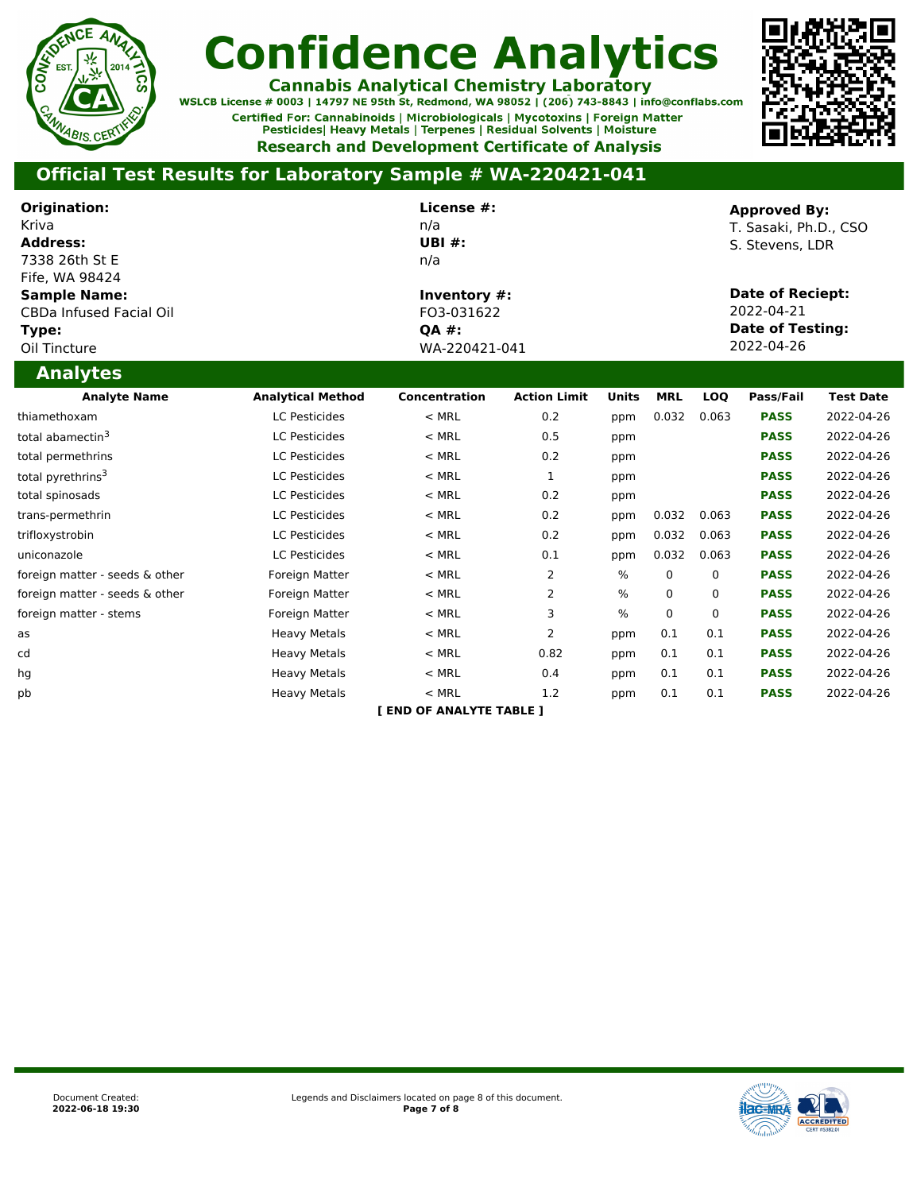# Confidence Analytics

**Cannabis Analytical Chemistry Laboratory**

WSLCB License # 0003 | 14797 NE 95th St, Redmond, WA 98052 | (206) 743-8843 | info@conflabs.com

Certified For: Cannabinoids | Microbiologicals | Mycotoxins | Foreign Matter
Pesticides| Heavy Metals | Terpenes | Residual Solvents | Moisture

**Research and Development Certificate of Analysis**

## Official Test Results for Laboratory Sample # WA-220421-041

**Origination:**
Kriva

**Address:**
7338 26th St E
Fife, WA 98424

**Sample Name:**
CBDa Infused Facial Oil

**Type:**
Oil Tincture

**License #:**
n/a

**UBI #:**
n/a

**Inventory #:**
FO3-031622

**QA #:**
WA-220421-041

**Approved By:**
T. Sasaki, Ph.D., CSO
S. Stevens, LDR

**Date of Reciept:**
2022-04-21

**Date of Testing:**
2022-04-26

## Analytes

| Analyte Name | Analytical Method | Concentration | Action Limit | Units | MRL | LOQ | Pass/Fail | Test Date |
|---|---|---|---|---|---|---|---|---|
| thiamethoxam | LC Pesticides | < MRL | 0.2 | ppm | 0.032 | 0.063 | **PASS** | 2022-04-26 |
| total abamectin[3] | LC Pesticides | < MRL | 0.5 | ppm | | | **PASS** | 2022-04-26 |
| total permethrins | LC Pesticides | < MRL | 0.2 | ppm | | | **PASS** | 2022-04-26 |
| total pyrethrins[3] | LC Pesticides | < MRL | 1 | ppm | | | **PASS** | 2022-04-26 |
| total spinosads | LC Pesticides | < MRL | 0.2 | ppm | | | **PASS** | 2022-04-26 |
| trans-permethrin | LC Pesticides | < MRL | 0.2 | ppm | 0.032 | 0.063 | **PASS** | 2022-04-26 |
| trifloxystrobin | LC Pesticides | < MRL | 0.2 | ppm | 0.032 | 0.063 | **PASS** | 2022-04-26 |
| uniconazole | LC Pesticides | < MRL | 0.1 | ppm | 0.032 | 0.063 | **PASS** | 2022-04-26 |
| foreign matter - seeds & other | Foreign Matter | < MRL | 2 | % | 0 | 0 | **PASS** | 2022-04-26 |
| foreign matter - seeds & other | Foreign Matter | < MRL | 2 | % | 0 | 0 | **PASS** | 2022-04-26 |
| foreign matter - stems | Foreign Matter | < MRL | 3 | % | 0 | 0 | **PASS** | 2022-04-26 |
| as | Heavy Metals | < MRL | 2 | ppm | 0.1 | 0.1 | **PASS** | 2022-04-26 |
| cd | Heavy Metals | < MRL | 0.82 | ppm | 0.1 | 0.1 | **PASS** | 2022-04-26 |
| hg | Heavy Metals | < MRL | 0.4 | ppm | 0.1 | 0.1 | **PASS** | 2022-04-26 |
| pb | Heavy Metals | < MRL | 1.2 | ppm | 0.1 | 0.1 | **PASS** | 2022-04-26 |

**[ END OF ANALYTE TABLE ]**

Document Created:
**2022-06-18 19:30**

Legends and Disclaimers located on page 8 of this document.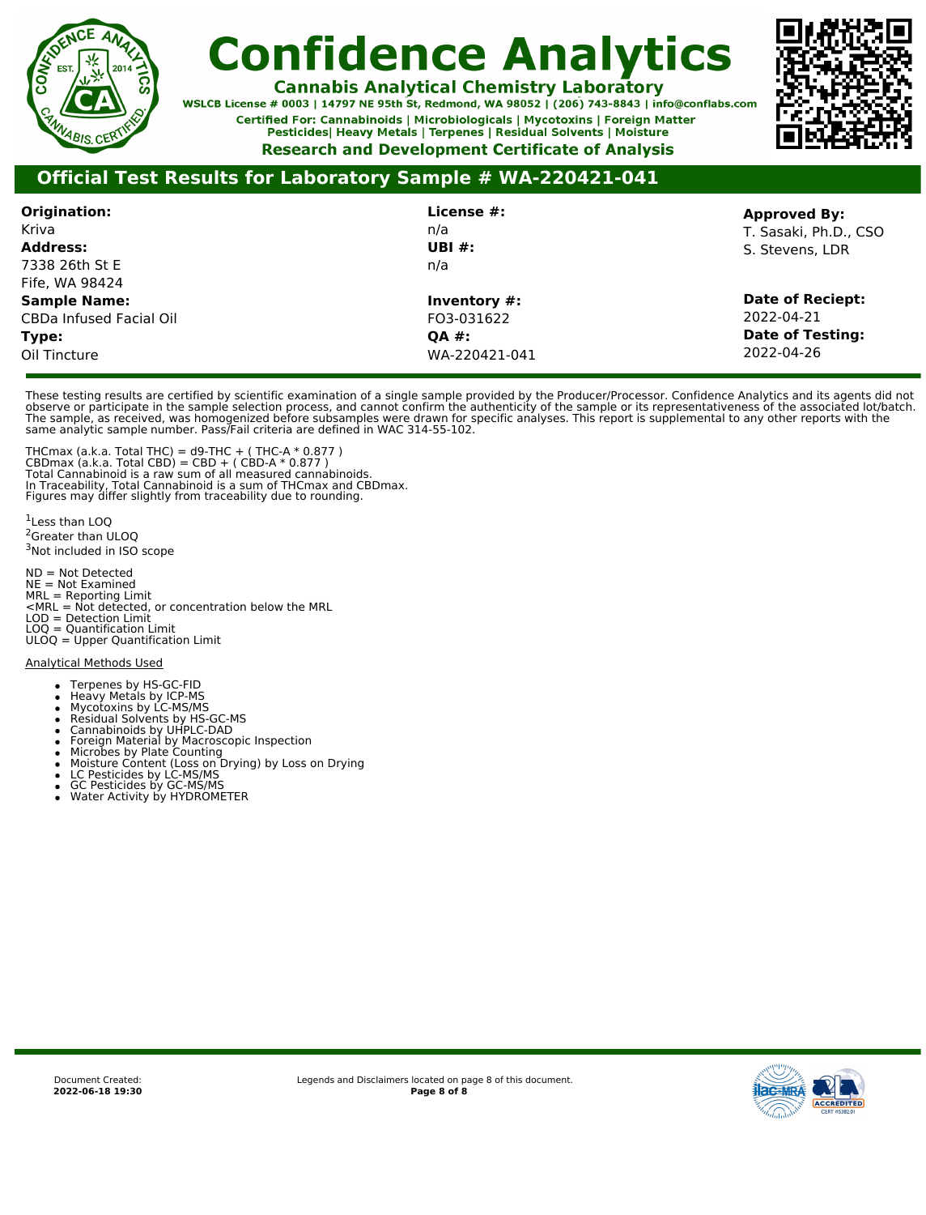# Confidence Analytics

**Cannabis Analytical Chemistry Laboratory**

WSLCB License # 0003 | 14797 NE 95th St, Redmond, WA 98052 | (206) 743-8843 | info@conflabs.com

Certified For: Cannabinoids | Microbiologicals | Mycotoxins | Foreign Matter
Pesticides| Heavy Metals | Terpenes | Residual Solvents | Moisture

**Research and Development Certificate of Analysis**

## Official Test Results for Laboratory Sample # WA-220421-041

**Origination:**
Kriva

**Address:**
7338 26th St E
Fife, WA 98424

**Sample Name:**
CBDa Infused Facial Oil

**Type:**
Oil Tincture

**License #:**
n/a

**UBI #:**
n/a

**Inventory #:**
FO3-031622

**QA #:**
WA-220421-041

**Approved By:**
T. Sasaki, Ph.D., CSO
S. Stevens, LDR

**Date of Reciept:**
2022-04-21

**Date of Testing:**
2022-04-26

These testing results are certified by scientific examination of a single sample provided by the Producer/Processor. Confidence Analytics and its agents did not observe or participate in the sample selection process, and cannot confirm the authenticity of the sample or its representativeness of the associated lot/batch. The sample, as received, was homogenized before subsamples were drawn for specific analyses. This report is supplemental to any other reports with the same analytic sample number. Pass/Fail criteria are defined in WAC 314-55-102.

THCmax (a.k.a. Total THC) = d9-THC + ( THC-A * 0.877 )
CBDmax (a.k.a. Total CBD) = CBD + ( CBD-A * 0.877 )
Total Cannabinoid is a raw sum of all measured cannabinoids.
In Traceability, Total Cannabinoid is a sum of THCmax and CBDmax.
Figures may differ slightly from traceability due to rounding.

[1]Less than LOQ
[2]Greater than ULOQ
[3]Not included in ISO scope

ND = Not Detected
NE = Not Examined
MRL = Reporting Limit
<MRL = Not detected, or concentration below the MRL
LOD = Detection Limit
LOQ = Quantification Limit
ULOQ = Upper Quantification Limit

Analytical Methods Used

- Terpenes by HS-GC-FID
- Heavy Metals by ICP-MS
- Mycotoxins by LC-MS/MS
- Residual Solvents by HS-GC-MS
- Cannabinoids by UHPLC-DAD
- Foreign Material by Macroscopic Inspection
- Microbes by Plate Counting
- Moisture Content (Loss on Drying) by Loss on Drying
- LC Pesticides by LC-MS/MS
- GC Pesticides by GC-MS/MS
- Water Activity by HYDROMETER

Document Created:
**2022-06-18 19:30**

Legends and Disclaimers located on page 8 of this document.